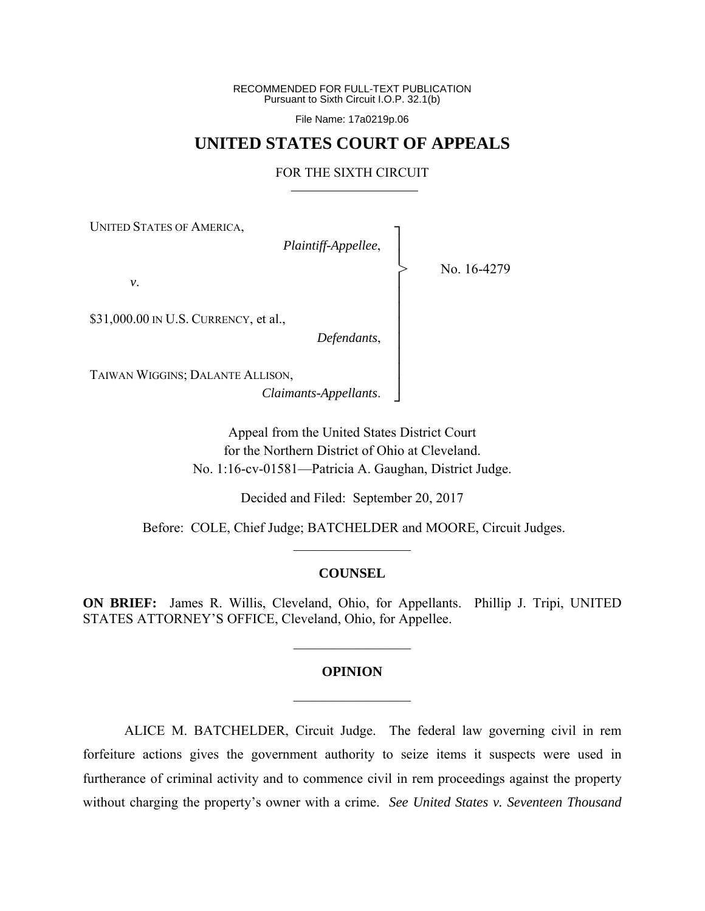RECOMMENDED FOR FULL-TEXT PUBLICATION
Pursuant to Sixth Circuit I.O.P. 32.1(b)

File Name: 17a0219p.06

# UNITED STATES COURT OF APPEALS

## FOR THE SIXTH CIRCUIT

UNITED STATES OF AMERICA,
*Plaintiff-Appellee*,

*v*.

$31,000.00 IN U.S. CURRENCY, et al.,
*Defendants*,

TAIWAN WIGGINS; DALANTE ALLISON,
*Claimants-Appellants*.

No. 16-4279

Appeal from the United States District Court
for the Northern District of Ohio at Cleveland.
No. 1:16-cv-01581—Patricia A. Gaughan, District Judge.

Decided and Filed: September 20, 2017

Before: COLE, Chief Judge; BATCHELDER and MOORE, Circuit Judges.

---

### COUNSEL

**ON BRIEF:** James R. Willis, Cleveland, Ohio, for Appellants. Phillip J. Tripi, UNITED STATES ATTORNEY'S OFFICE, Cleveland, Ohio, for Appellee.

---

### OPINION

---

ALICE M. BATCHELDER, Circuit Judge. The federal law governing civil in rem forfeiture actions gives the government authority to seize items it suspects were used in furtherance of criminal activity and to commence civil in rem proceedings against the property without charging the property's owner with a crime. *See United States v. Seventeen Thousand*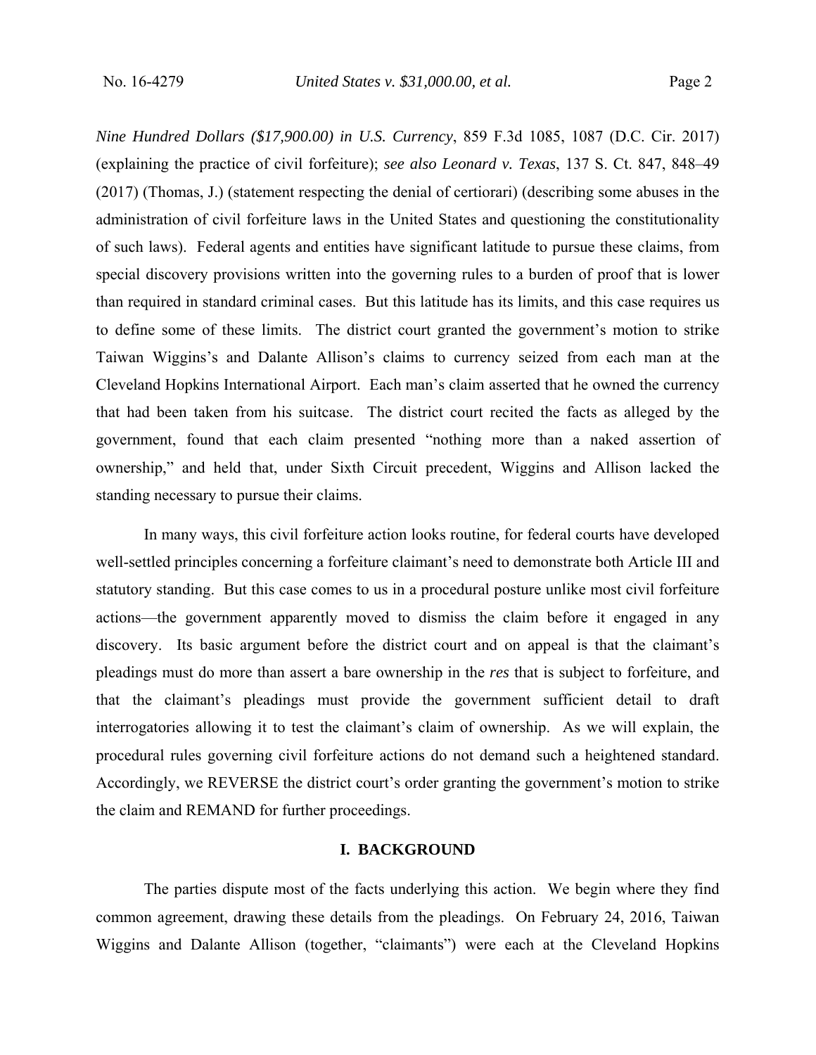*Nine Hundred Dollars ($17,900.00) in U.S. Currency*, 859 F.3d 1085, 1087 (D.C. Cir. 2017) (explaining the practice of civil forfeiture); *see also Leonard v. Texas*, 137 S. Ct. 847, 848–49 (2017) (Thomas, J.) (statement respecting the denial of certiorari) (describing some abuses in the administration of civil forfeiture laws in the United States and questioning the constitutionality of such laws). Federal agents and entities have significant latitude to pursue these claims, from special discovery provisions written into the governing rules to a burden of proof that is lower than required in standard criminal cases. But this latitude has its limits, and this case requires us to define some of these limits. The district court granted the government's motion to strike Taiwan Wiggins's and Dalante Allison's claims to currency seized from each man at the Cleveland Hopkins International Airport. Each man's claim asserted that he owned the currency that had been taken from his suitcase. The district court recited the facts as alleged by the government, found that each claim presented "nothing more than a naked assertion of ownership," and held that, under Sixth Circuit precedent, Wiggins and Allison lacked the standing necessary to pursue their claims.

In many ways, this civil forfeiture action looks routine, for federal courts have developed well-settled principles concerning a forfeiture claimant's need to demonstrate both Article III and statutory standing. But this case comes to us in a procedural posture unlike most civil forfeiture actions—the government apparently moved to dismiss the claim before it engaged in any discovery. Its basic argument before the district court and on appeal is that the claimant's pleadings must do more than assert a bare ownership in the *res* that is subject to forfeiture, and that the claimant's pleadings must provide the government sufficient detail to draft interrogatories allowing it to test the claimant's claim of ownership. As we will explain, the procedural rules governing civil forfeiture actions do not demand such a heightened standard. Accordingly, we REVERSE the district court's order granting the government's motion to strike the claim and REMAND for further proceedings.

## I. BACKGROUND

The parties dispute most of the facts underlying this action. We begin where they find common agreement, drawing these details from the pleadings. On February 24, 2016, Taiwan Wiggins and Dalante Allison (together, "claimants") were each at the Cleveland Hopkins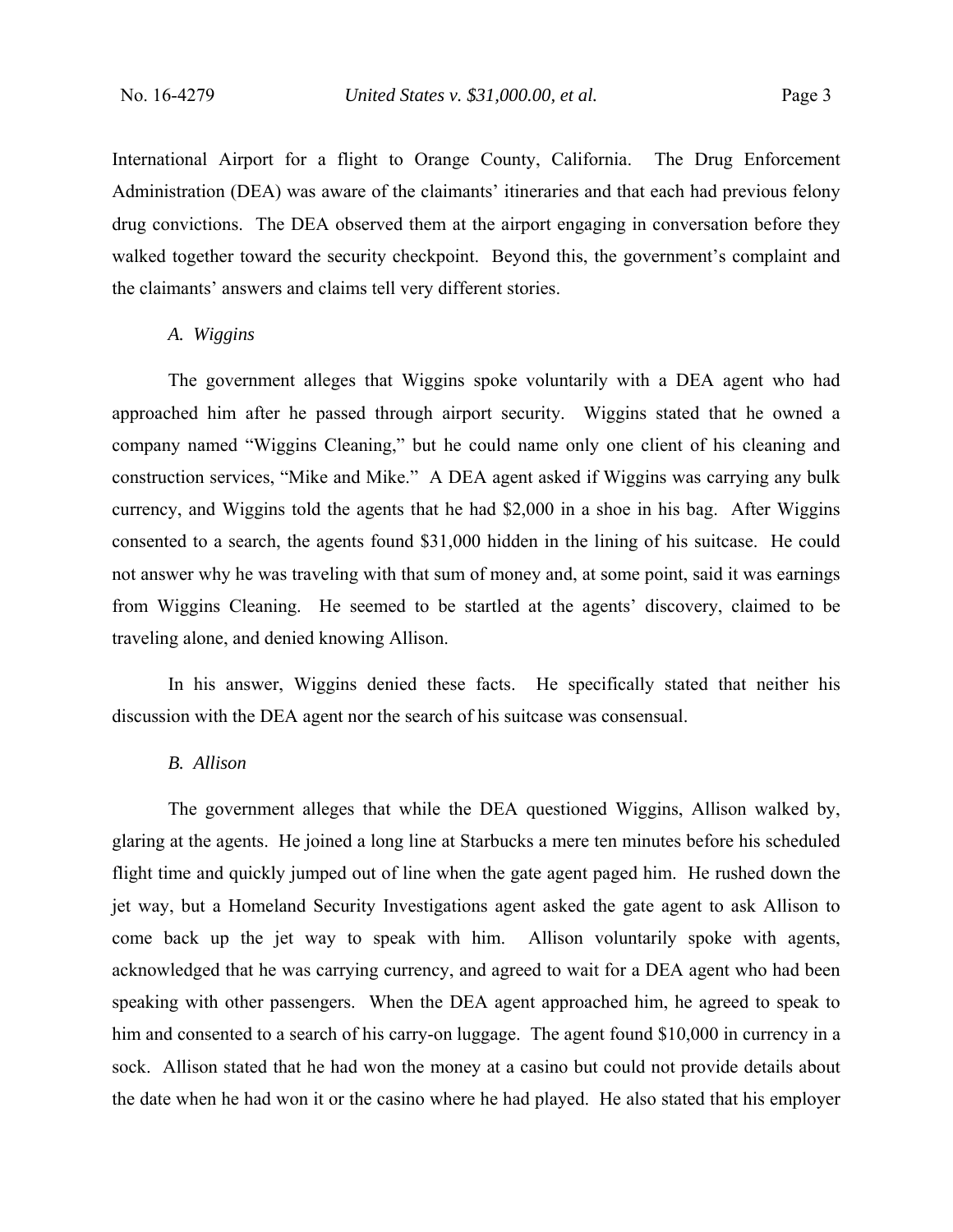International Airport for a flight to Orange County, California. The Drug Enforcement Administration (DEA) was aware of the claimants' itineraries and that each had previous felony drug convictions. The DEA observed them at the airport engaging in conversation before they walked together toward the security checkpoint. Beyond this, the government's complaint and the claimants' answers and claims tell very different stories.

*A. Wiggins*

The government alleges that Wiggins spoke voluntarily with a DEA agent who had approached him after he passed through airport security. Wiggins stated that he owned a company named "Wiggins Cleaning," but he could name only one client of his cleaning and construction services, "Mike and Mike." A DEA agent asked if Wiggins was carrying any bulk currency, and Wiggins told the agents that he had $2,000 in a shoe in his bag. After Wiggins consented to a search, the agents found $31,000 hidden in the lining of his suitcase. He could not answer why he was traveling with that sum of money and, at some point, said it was earnings from Wiggins Cleaning. He seemed to be startled at the agents' discovery, claimed to be traveling alone, and denied knowing Allison.

In his answer, Wiggins denied these facts. He specifically stated that neither his discussion with the DEA agent nor the search of his suitcase was consensual.

*B. Allison*

The government alleges that while the DEA questioned Wiggins, Allison walked by, glaring at the agents. He joined a long line at Starbucks a mere ten minutes before his scheduled flight time and quickly jumped out of line when the gate agent paged him. He rushed down the jet way, but a Homeland Security Investigations agent asked the gate agent to ask Allison to come back up the jet way to speak with him. Allison voluntarily spoke with agents, acknowledged that he was carrying currency, and agreed to wait for a DEA agent who had been speaking with other passengers. When the DEA agent approached him, he agreed to speak to him and consented to a search of his carry-on luggage. The agent found $10,000 in currency in a sock. Allison stated that he had won the money at a casino but could not provide details about the date when he had won it or the casino where he had played. He also stated that his employer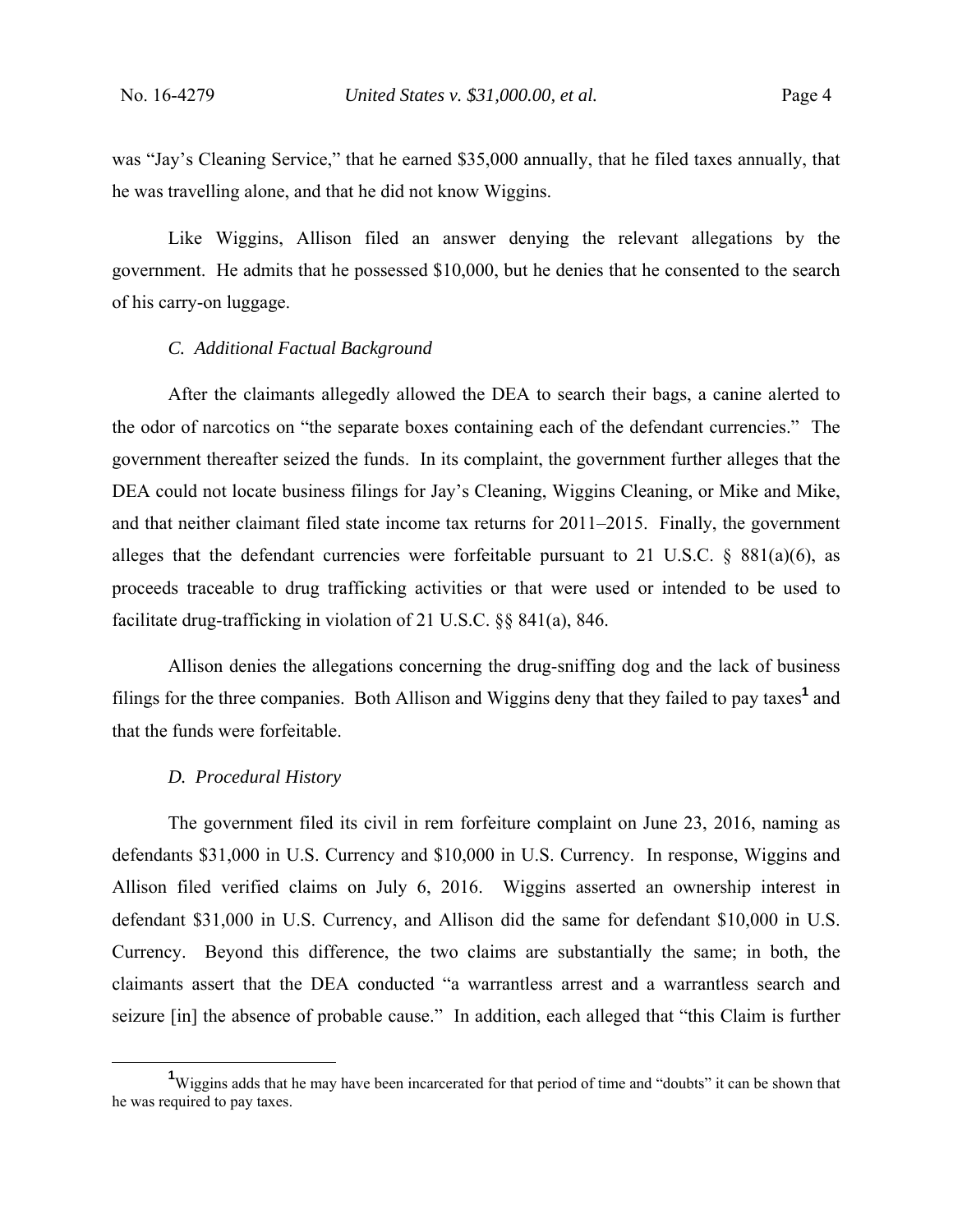was "Jay's Cleaning Service," that he earned $35,000 annually, that he filed taxes annually, that he was travelling alone, and that he did not know Wiggins.

Like Wiggins, Allison filed an answer denying the relevant allegations by the government. He admits that he possessed $10,000, but he denies that he consented to the search of his carry-on luggage.

### *C. Additional Factual Background*

After the claimants allegedly allowed the DEA to search their bags, a canine alerted to the odor of narcotics on "the separate boxes containing each of the defendant currencies." The government thereafter seized the funds. In its complaint, the government further alleges that the DEA could not locate business filings for Jay's Cleaning, Wiggins Cleaning, or Mike and Mike, and that neither claimant filed state income tax returns for 2011–2015. Finally, the government alleges that the defendant currencies were forfeitable pursuant to 21 U.S.C. § 881(a)(6), as proceeds traceable to drug trafficking activities or that were used or intended to be used to facilitate drug-trafficking in violation of 21 U.S.C. §§ 841(a), 846.

Allison denies the allegations concerning the drug-sniffing dog and the lack of business filings for the three companies. Both Allison and Wiggins deny that they failed to pay taxes[1] and that the funds were forfeitable.

### *D. Procedural History*

The government filed its civil in rem forfeiture complaint on June 23, 2016, naming as defendants $31,000 in U.S. Currency and $10,000 in U.S. Currency. In response, Wiggins and Allison filed verified claims on July 6, 2016. Wiggins asserted an ownership interest in defendant $31,000 in U.S. Currency, and Allison did the same for defendant $10,000 in U.S. Currency. Beyond this difference, the two claims are substantially the same; in both, the claimants assert that the DEA conducted "a warrantless arrest and a warrantless search and seizure [in] the absence of probable cause." In addition, each alleged that "this Claim is further

[1] Wiggins adds that he may have been incarcerated for that period of time and "doubts" it can be shown that he was required to pay taxes.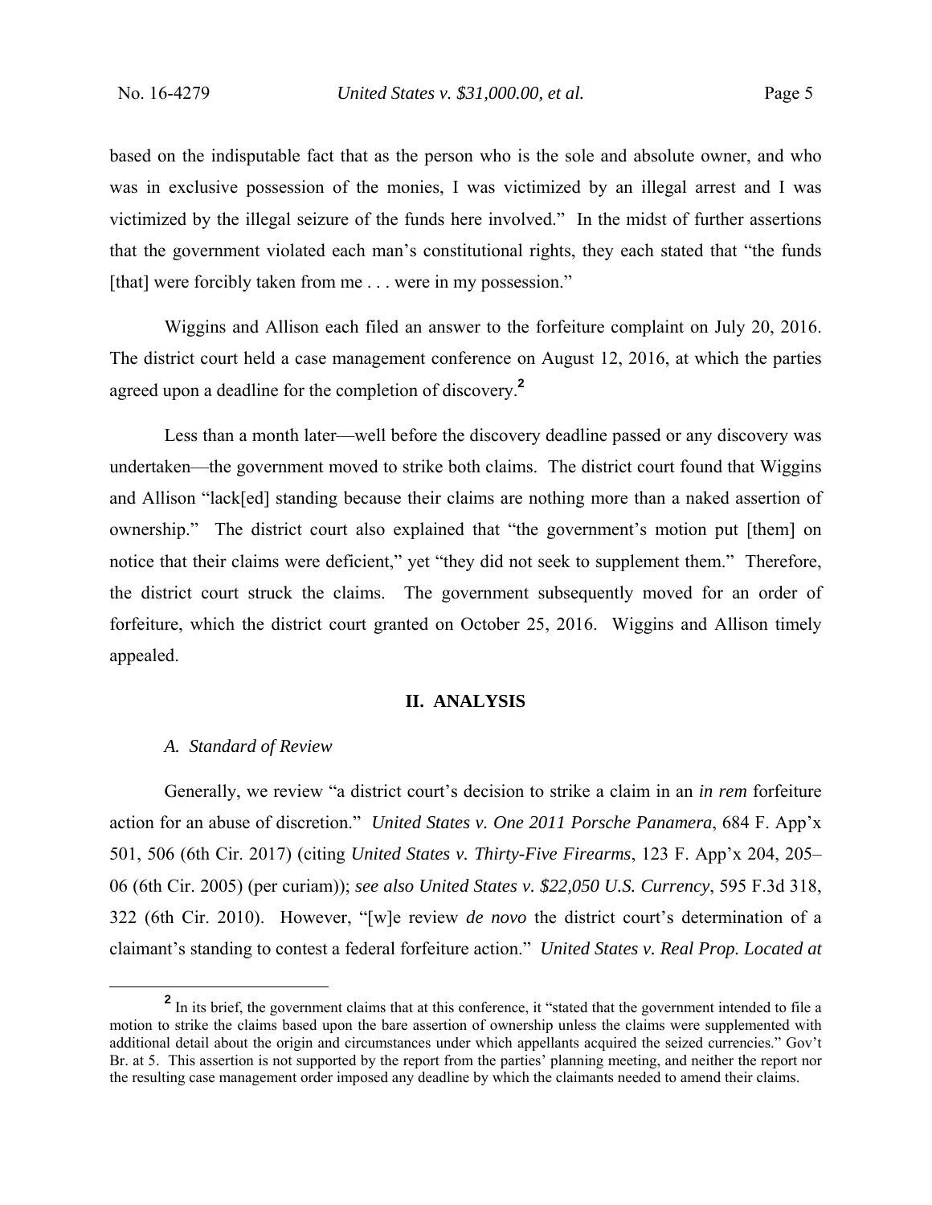based on the indisputable fact that as the person who is the sole and absolute owner, and who was in exclusive possession of the monies, I was victimized by an illegal arrest and I was victimized by the illegal seizure of the funds here involved." In the midst of further assertions that the government violated each man's constitutional rights, they each stated that "the funds [that] were forcibly taken from me . . . were in my possession."

Wiggins and Allison each filed an answer to the forfeiture complaint on July 20, 2016. The district court held a case management conference on August 12, 2016, at which the parties agreed upon a deadline for the completion of discovery.[2]

Less than a month later—well before the discovery deadline passed or any discovery was undertaken—the government moved to strike both claims. The district court found that Wiggins and Allison "lack[ed] standing because their claims are nothing more than a naked assertion of ownership." The district court also explained that "the government's motion put [them] on notice that their claims were deficient," yet "they did not seek to supplement them." Therefore, the district court struck the claims. The government subsequently moved for an order of forfeiture, which the district court granted on October 25, 2016. Wiggins and Allison timely appealed.

## II. ANALYSIS

### *A. Standard of Review*

Generally, we review "a district court's decision to strike a claim in an *in rem* forfeiture action for an abuse of discretion." *United States v. One 2011 Porsche Panamera*, 684 F. App'x 501, 506 (6th Cir. 2017) (citing *United States v. Thirty-Five Firearms*, 123 F. App'x 204, 205–06 (6th Cir. 2005) (per curiam)); *see also United States v. $22,050 U.S. Currency*, 595 F.3d 318, 322 (6th Cir. 2010). However, "[w]e review *de novo* the district court's determination of a claimant's standing to contest a federal forfeiture action." *United States v. Real Prop. Located at*

[2] In its brief, the government claims that at this conference, it "stated that the government intended to file a motion to strike the claims based upon the bare assertion of ownership unless the claims were supplemented with additional detail about the origin and circumstances under which appellants acquired the seized currencies." Gov't Br. at 5. This assertion is not supported by the report from the parties' planning meeting, and neither the report nor the resulting case management order imposed any deadline by which the claimants needed to amend their claims.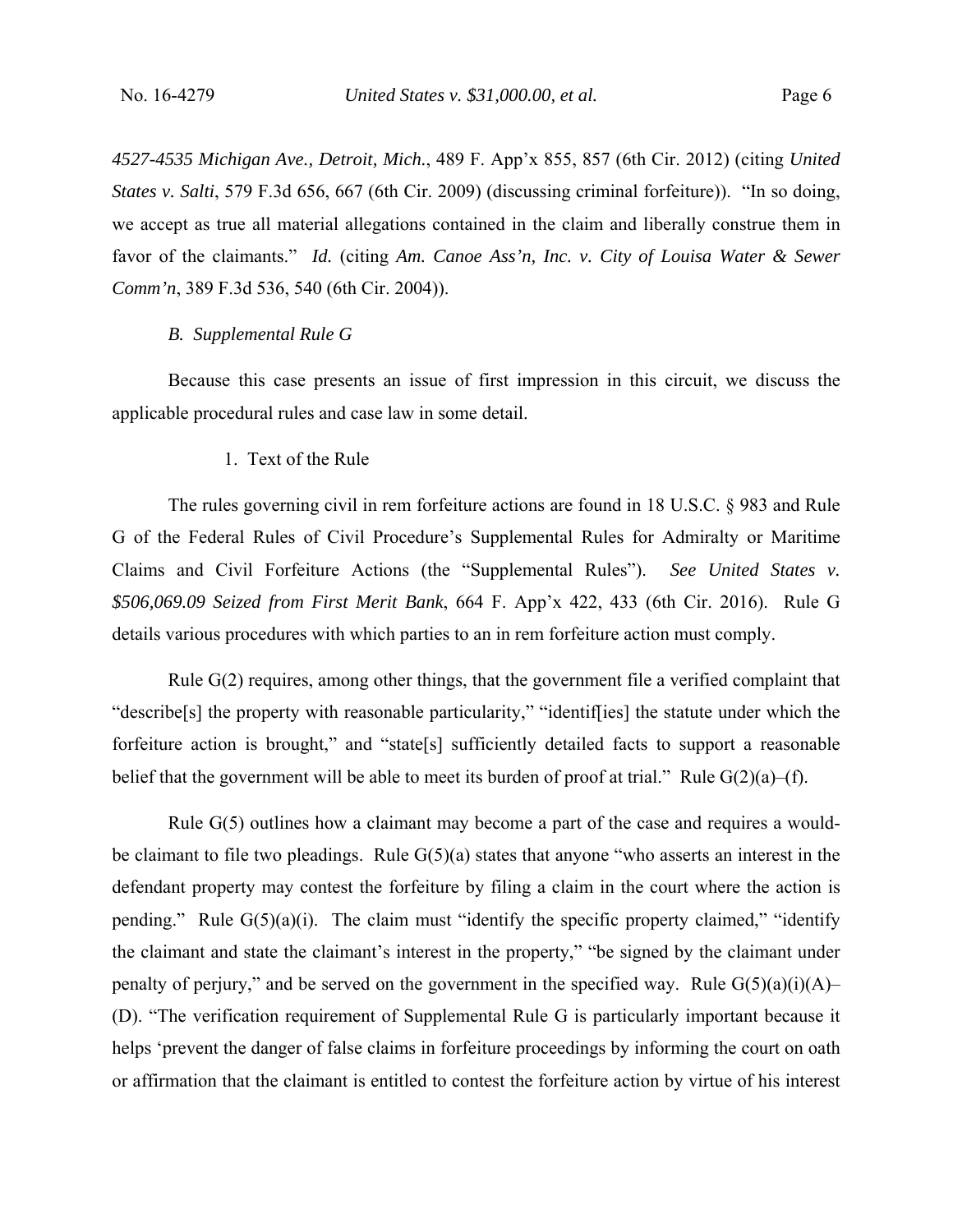*4527-4535 Michigan Ave., Detroit, Mich.*, 489 F. App'x 855, 857 (6th Cir. 2012) (citing *United States v. Salti*, 579 F.3d 656, 667 (6th Cir. 2009) (discussing criminal forfeiture)). "In so doing, we accept as true all material allegations contained in the claim and liberally construe them in favor of the claimants." *Id.* (citing *Am. Canoe Ass'n, Inc. v. City of Louisa Water & Sewer Comm'n*, 389 F.3d 536, 540 (6th Cir. 2004)).

### *B. Supplemental Rule G*

Because this case presents an issue of first impression in this circuit, we discuss the applicable procedural rules and case law in some detail.

#### 1. Text of the Rule

The rules governing civil in rem forfeiture actions are found in 18 U.S.C. § 983 and Rule G of the Federal Rules of Civil Procedure's Supplemental Rules for Admiralty or Maritime Claims and Civil Forfeiture Actions (the "Supplemental Rules"). *See United States v. $506,069.09 Seized from First Merit Bank*, 664 F. App'x 422, 433 (6th Cir. 2016). Rule G details various procedures with which parties to an in rem forfeiture action must comply.

Rule G(2) requires, among other things, that the government file a verified complaint that "describe[s] the property with reasonable particularity," "identif[ies] the statute under which the forfeiture action is brought," and "state[s] sufficiently detailed facts to support a reasonable belief that the government will be able to meet its burden of proof at trial." Rule G(2)(a)–(f).

Rule G(5) outlines how a claimant may become a part of the case and requires a would-be claimant to file two pleadings. Rule G(5)(a) states that anyone "who asserts an interest in the defendant property may contest the forfeiture by filing a claim in the court where the action is pending." Rule G(5)(a)(i). The claim must "identify the specific property claimed," "identify the claimant and state the claimant's interest in the property," "be signed by the claimant under penalty of perjury," and be served on the government in the specified way. Rule G(5)(a)(i)(A)–(D). "The verification requirement of Supplemental Rule G is particularly important because it helps 'prevent the danger of false claims in forfeiture proceedings by informing the court on oath or affirmation that the claimant is entitled to contest the forfeiture action by virtue of his interest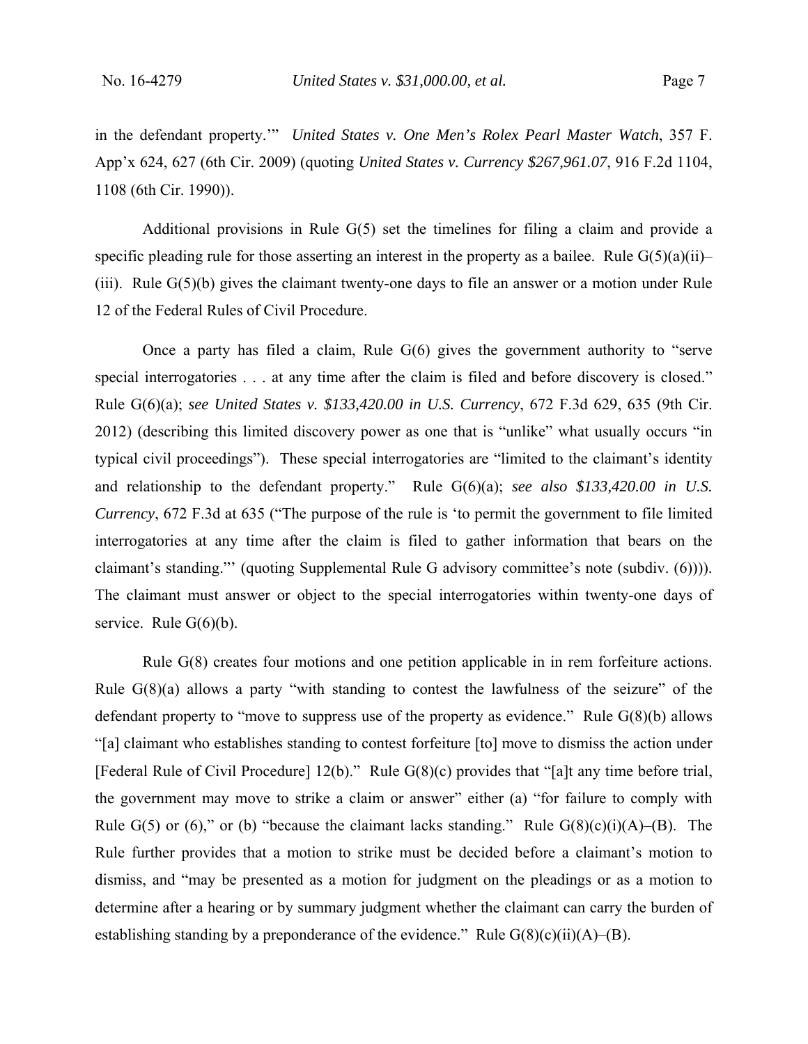in the defendant property.'" *United States v. One Men's Rolex Pearl Master Watch*, 357 F. App'x 624, 627 (6th Cir. 2009) (quoting *United States v. Currency $267,961.07*, 916 F.2d 1104, 1108 (6th Cir. 1990)).

Additional provisions in Rule G(5) set the timelines for filing a claim and provide a specific pleading rule for those asserting an interest in the property as a bailee. Rule G(5)(a)(ii)–(iii). Rule G(5)(b) gives the claimant twenty-one days to file an answer or a motion under Rule 12 of the Federal Rules of Civil Procedure.

Once a party has filed a claim, Rule G(6) gives the government authority to "serve special interrogatories . . . at any time after the claim is filed and before discovery is closed." Rule G(6)(a); *see United States v. $133,420.00 in U.S. Currency*, 672 F.3d 629, 635 (9th Cir. 2012) (describing this limited discovery power as one that is "unlike" what usually occurs "in typical civil proceedings"). These special interrogatories are "limited to the claimant's identity and relationship to the defendant property." Rule G(6)(a); *see also $133,420.00 in U.S. Currency*, 672 F.3d at 635 ("The purpose of the rule is 'to permit the government to file limited interrogatories at any time after the claim is filed to gather information that bears on the claimant's standing."' (quoting Supplemental Rule G advisory committee's note (subdiv. (6)))). The claimant must answer or object to the special interrogatories within twenty-one days of service. Rule G(6)(b).

Rule G(8) creates four motions and one petition applicable in in rem forfeiture actions. Rule G(8)(a) allows a party "with standing to contest the lawfulness of the seizure" of the defendant property to "move to suppress use of the property as evidence." Rule G(8)(b) allows "[a] claimant who establishes standing to contest forfeiture [to] move to dismiss the action under [Federal Rule of Civil Procedure] 12(b)." Rule G(8)(c) provides that "[a]t any time before trial, the government may move to strike a claim or answer" either (a) "for failure to comply with Rule G(5) or (6)," or (b) "because the claimant lacks standing." Rule G(8)(c)(i)(A)–(B). The Rule further provides that a motion to strike must be decided before a claimant's motion to dismiss, and "may be presented as a motion for judgment on the pleadings or as a motion to determine after a hearing or by summary judgment whether the claimant can carry the burden of establishing standing by a preponderance of the evidence." Rule G(8)(c)(ii)(A)–(B).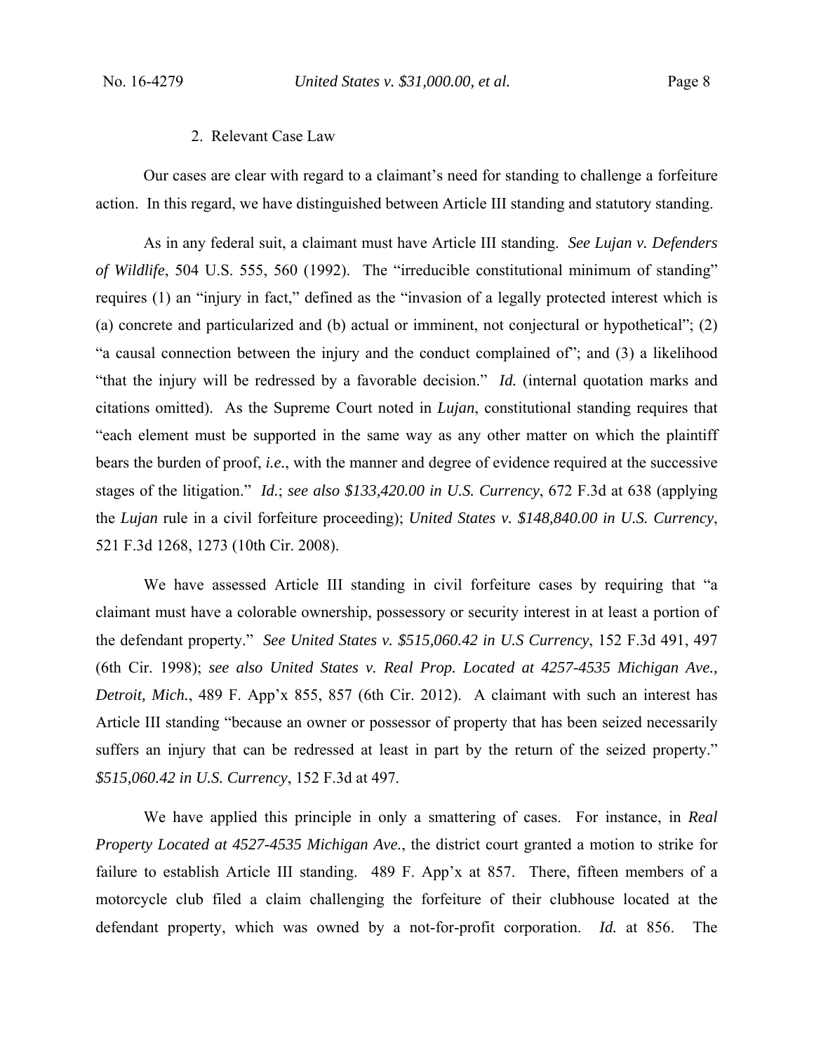2. Relevant Case Law

Our cases are clear with regard to a claimant's need for standing to challenge a forfeiture action. In this regard, we have distinguished between Article III standing and statutory standing.

As in any federal suit, a claimant must have Article III standing. *See Lujan v. Defenders of Wildlife*, 504 U.S. 555, 560 (1992). The "irreducible constitutional minimum of standing" requires (1) an "injury in fact," defined as the "invasion of a legally protected interest which is (a) concrete and particularized and (b) actual or imminent, not conjectural or hypothetical"; (2) "a causal connection between the injury and the conduct complained of"; and (3) a likelihood "that the injury will be redressed by a favorable decision." *Id.* (internal quotation marks and citations omitted). As the Supreme Court noted in *Lujan*, constitutional standing requires that "each element must be supported in the same way as any other matter on which the plaintiff bears the burden of proof, *i.e.*, with the manner and degree of evidence required at the successive stages of the litigation." *Id.*; *see also $133,420.00 in U.S. Currency*, 672 F.3d at 638 (applying the *Lujan* rule in a civil forfeiture proceeding); *United States v. $148,840.00 in U.S. Currency*, 521 F.3d 1268, 1273 (10th Cir. 2008).

We have assessed Article III standing in civil forfeiture cases by requiring that "a claimant must have a colorable ownership, possessory or security interest in at least a portion of the defendant property." *See United States v. $515,060.42 in U.S Currency*, 152 F.3d 491, 497 (6th Cir. 1998); *see also United States v. Real Prop. Located at 4257-4535 Michigan Ave., Detroit, Mich.*, 489 F. App'x 855, 857 (6th Cir. 2012). A claimant with such an interest has Article III standing "because an owner or possessor of property that has been seized necessarily suffers an injury that can be redressed at least in part by the return of the seized property." *$515,060.42 in U.S. Currency*, 152 F.3d at 497.

We have applied this principle in only a smattering of cases. For instance, in *Real Property Located at 4527-4535 Michigan Ave.*, the district court granted a motion to strike for failure to establish Article III standing. 489 F. App'x at 857. There, fifteen members of a motorcycle club filed a claim challenging the forfeiture of their clubhouse located at the defendant property, which was owned by a not-for-profit corporation. *Id.* at 856. The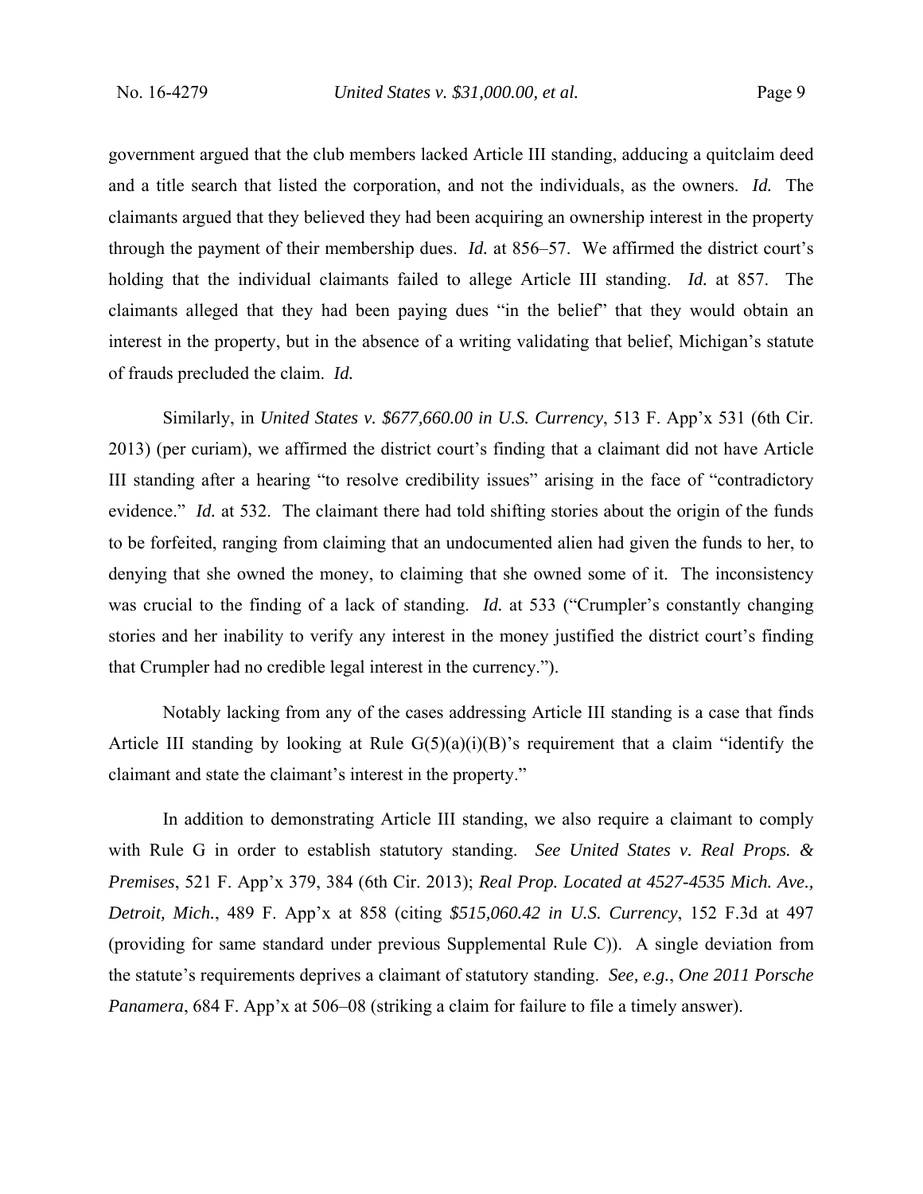government argued that the club members lacked Article III standing, adducing a quitclaim deed and a title search that listed the corporation, and not the individuals, as the owners. *Id.* The claimants argued that they believed they had been acquiring an ownership interest in the property through the payment of their membership dues. *Id.* at 856–57. We affirmed the district court's holding that the individual claimants failed to allege Article III standing. *Id.* at 857. The claimants alleged that they had been paying dues "in the belief" that they would obtain an interest in the property, but in the absence of a writing validating that belief, Michigan's statute of frauds precluded the claim. *Id.*

Similarly, in *United States v. $677,660.00 in U.S. Currency*, 513 F. App'x 531 (6th Cir. 2013) (per curiam), we affirmed the district court's finding that a claimant did not have Article III standing after a hearing "to resolve credibility issues" arising in the face of "contradictory evidence." *Id.* at 532. The claimant there had told shifting stories about the origin of the funds to be forfeited, ranging from claiming that an undocumented alien had given the funds to her, to denying that she owned the money, to claiming that she owned some of it. The inconsistency was crucial to the finding of a lack of standing. *Id.* at 533 ("Crumpler's constantly changing stories and her inability to verify any interest in the money justified the district court's finding that Crumpler had no credible legal interest in the currency.").

Notably lacking from any of the cases addressing Article III standing is a case that finds Article III standing by looking at Rule G(5)(a)(i)(B)'s requirement that a claim "identify the claimant and state the claimant's interest in the property."

In addition to demonstrating Article III standing, we also require a claimant to comply with Rule G in order to establish statutory standing. *See United States v. Real Props. & Premises*, 521 F. App'x 379, 384 (6th Cir. 2013); *Real Prop. Located at 4527-4535 Mich. Ave., Detroit, Mich.*, 489 F. App'x at 858 (citing *$515,060.42 in U.S. Currency*, 152 F.3d at 497 (providing for same standard under previous Supplemental Rule C)). A single deviation from the statute's requirements deprives a claimant of statutory standing. *See, e.g.*, *One 2011 Porsche Panamera*, 684 F. App'x at 506–08 (striking a claim for failure to file a timely answer).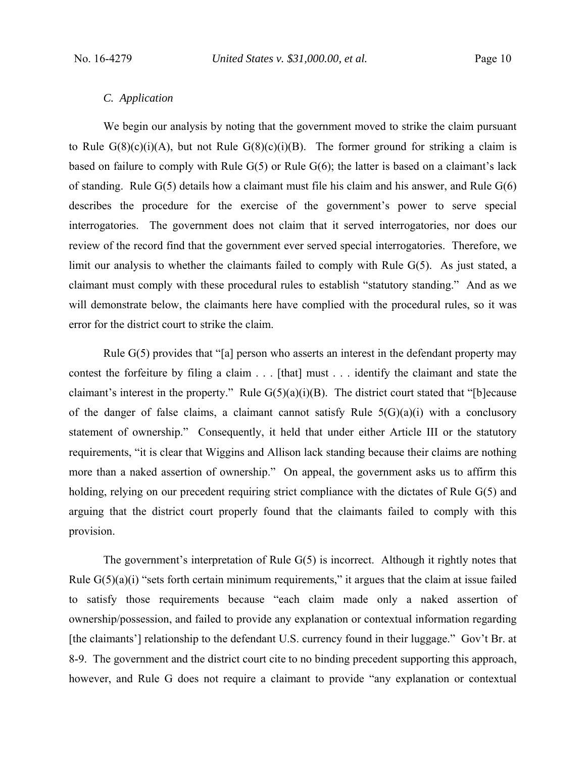### *C. Application*

We begin our analysis by noting that the government moved to strike the claim pursuant to Rule G(8)(c)(i)(A), but not Rule G(8)(c)(i)(B). The former ground for striking a claim is based on failure to comply with Rule G(5) or Rule G(6); the latter is based on a claimant's lack of standing. Rule G(5) details how a claimant must file his claim and his answer, and Rule G(6) describes the procedure for the exercise of the government's power to serve special interrogatories. The government does not claim that it served interrogatories, nor does our review of the record find that the government ever served special interrogatories. Therefore, we limit our analysis to whether the claimants failed to comply with Rule G(5). As just stated, a claimant must comply with these procedural rules to establish "statutory standing." And as we will demonstrate below, the claimants here have complied with the procedural rules, so it was error for the district court to strike the claim.

Rule G(5) provides that "[a] person who asserts an interest in the defendant property may contest the forfeiture by filing a claim . . . [that] must . . . identify the claimant and state the claimant's interest in the property." Rule G(5)(a)(i)(B). The district court stated that "[b]ecause of the danger of false claims, a claimant cannot satisfy Rule 5(G)(a)(i) with a conclusory statement of ownership." Consequently, it held that under either Article III or the statutory requirements, "it is clear that Wiggins and Allison lack standing because their claims are nothing more than a naked assertion of ownership." On appeal, the government asks us to affirm this holding, relying on our precedent requiring strict compliance with the dictates of Rule G(5) and arguing that the district court properly found that the claimants failed to comply with this provision.

The government's interpretation of Rule G(5) is incorrect. Although it rightly notes that Rule G(5)(a)(i) "sets forth certain minimum requirements," it argues that the claim at issue failed to satisfy those requirements because "each claim made only a naked assertion of ownership/possession, and failed to provide any explanation or contextual information regarding [the claimants'] relationship to the defendant U.S. currency found in their luggage." Gov't Br. at 8-9. The government and the district court cite to no binding precedent supporting this approach, however, and Rule G does not require a claimant to provide "any explanation or contextual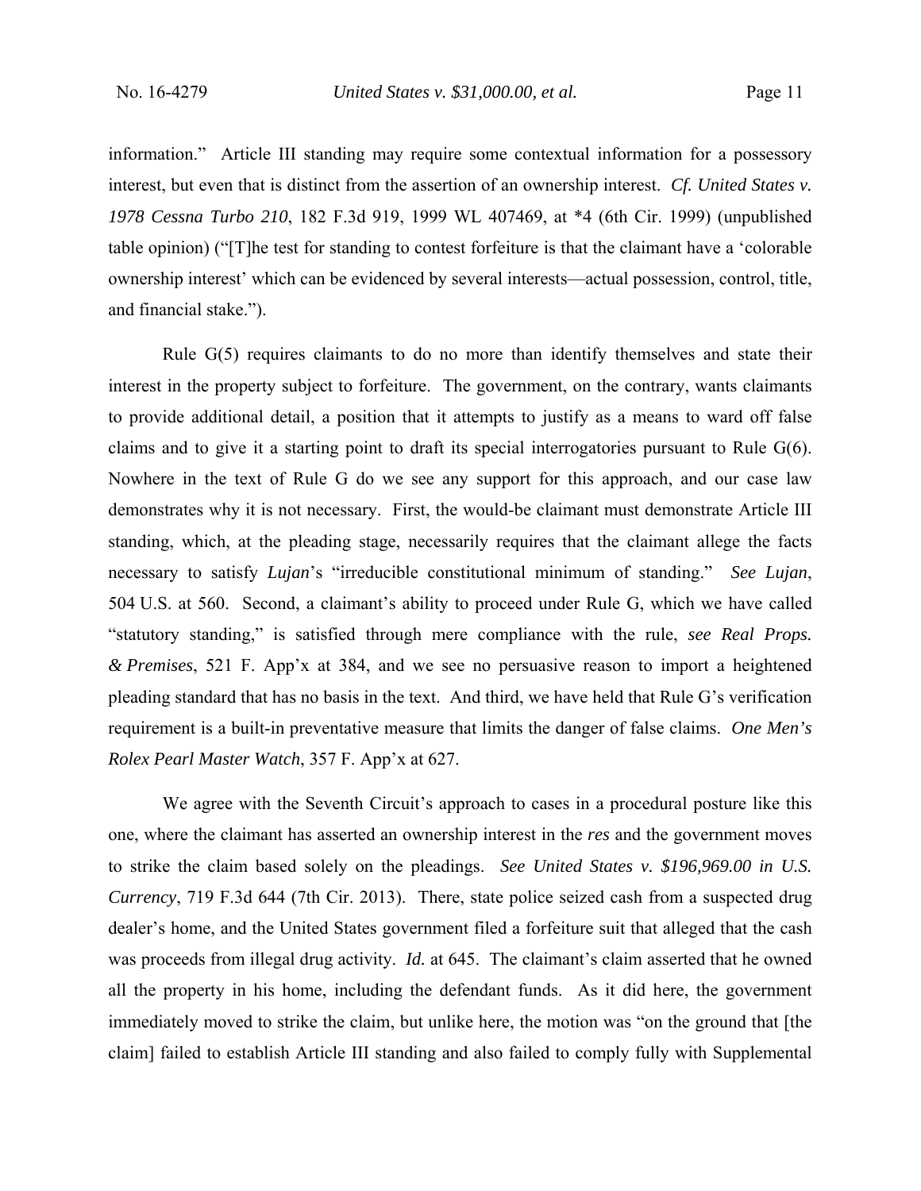information." Article III standing may require some contextual information for a possessory interest, but even that is distinct from the assertion of an ownership interest. *Cf. United States v. 1978 Cessna Turbo 210*, 182 F.3d 919, 1999 WL 407469, at *4 (6th Cir. 1999) (unpublished table opinion) ("[T]he test for standing to contest forfeiture is that the claimant have a 'colorable ownership interest' which can be evidenced by several interests—actual possession, control, title, and financial stake.").

Rule G(5) requires claimants to do no more than identify themselves and state their interest in the property subject to forfeiture. The government, on the contrary, wants claimants to provide additional detail, a position that it attempts to justify as a means to ward off false claims and to give it a starting point to draft its special interrogatories pursuant to Rule G(6). Nowhere in the text of Rule G do we see any support for this approach, and our case law demonstrates why it is not necessary. First, the would-be claimant must demonstrate Article III standing, which, at the pleading stage, necessarily requires that the claimant allege the facts necessary to satisfy *Lujan*'s "irreducible constitutional minimum of standing." *See Lujan*, 504 U.S. at 560. Second, a claimant's ability to proceed under Rule G, which we have called "statutory standing," is satisfied through mere compliance with the rule, *see Real Props. & Premises*, 521 F. App'x at 384, and we see no persuasive reason to import a heightened pleading standard that has no basis in the text. And third, we have held that Rule G's verification requirement is a built-in preventative measure that limits the danger of false claims. *One Men's Rolex Pearl Master Watch*, 357 F. App'x at 627.

We agree with the Seventh Circuit's approach to cases in a procedural posture like this one, where the claimant has asserted an ownership interest in the *res* and the government moves to strike the claim based solely on the pleadings. *See United States v. $196,969.00 in U.S. Currency*, 719 F.3d 644 (7th Cir. 2013). There, state police seized cash from a suspected drug dealer's home, and the United States government filed a forfeiture suit that alleged that the cash was proceeds from illegal drug activity. *Id.* at 645. The claimant's claim asserted that he owned all the property in his home, including the defendant funds. As it did here, the government immediately moved to strike the claim, but unlike here, the motion was "on the ground that [the claim] failed to establish Article III standing and also failed to comply fully with Supplemental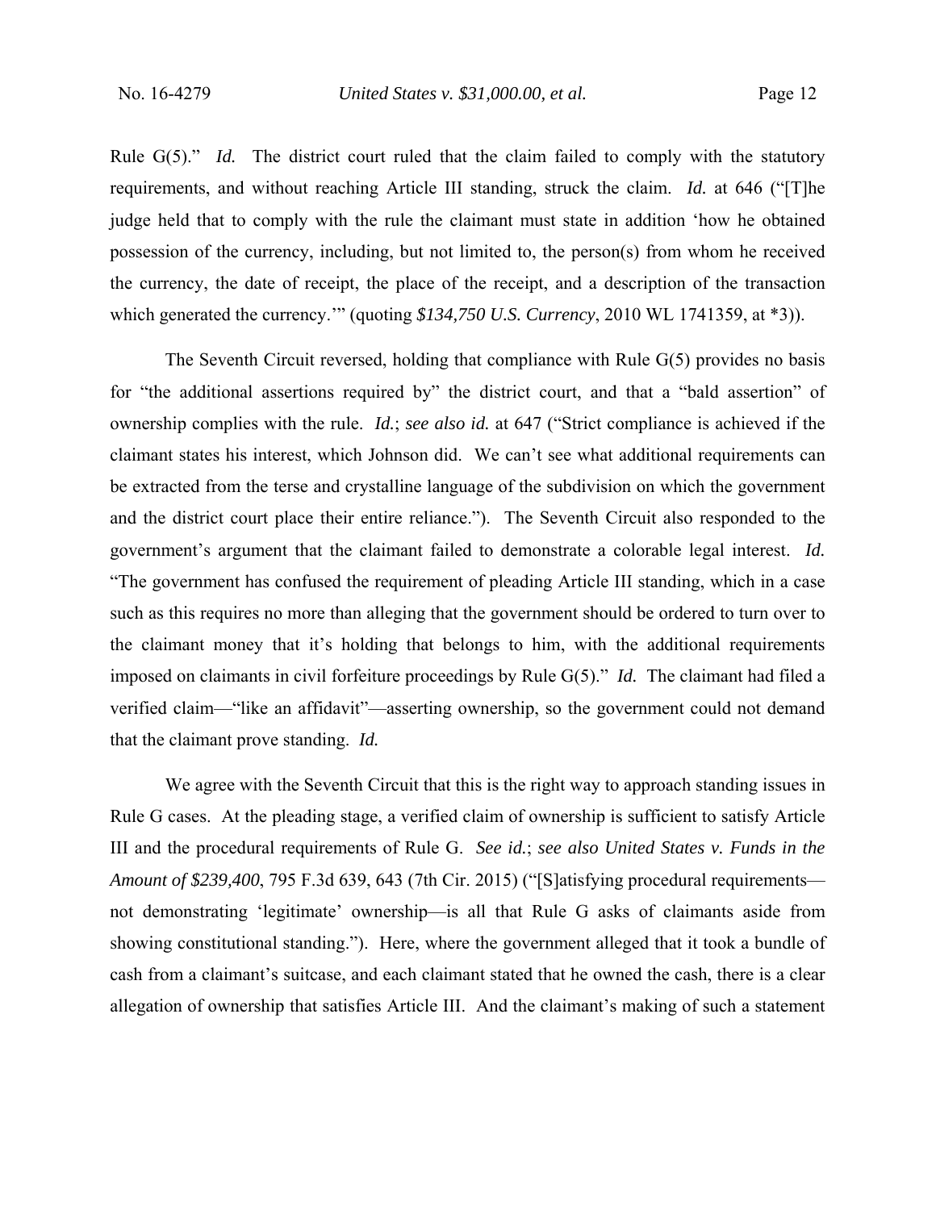Rule G(5)." *Id.* The district court ruled that the claim failed to comply with the statutory requirements, and without reaching Article III standing, struck the claim. *Id.* at 646 ("[T]he judge held that to comply with the rule the claimant must state in addition 'how he obtained possession of the currency, including, but not limited to, the person(s) from whom he received the currency, the date of receipt, the place of the receipt, and a description of the transaction which generated the currency.'" (quoting *$134,750 U.S. Currency*, 2010 WL 1741359, at *3)).

The Seventh Circuit reversed, holding that compliance with Rule G(5) provides no basis for "the additional assertions required by" the district court, and that a "bald assertion" of ownership complies with the rule. *Id.*; *see also id.* at 647 ("Strict compliance is achieved if the claimant states his interest, which Johnson did. We can't see what additional requirements can be extracted from the terse and crystalline language of the subdivision on which the government and the district court place their entire reliance."). The Seventh Circuit also responded to the government's argument that the claimant failed to demonstrate a colorable legal interest. *Id.* "The government has confused the requirement of pleading Article III standing, which in a case such as this requires no more than alleging that the government should be ordered to turn over to the claimant money that it's holding that belongs to him, with the additional requirements imposed on claimants in civil forfeiture proceedings by Rule G(5)." *Id.* The claimant had filed a verified claim—"like an affidavit"—asserting ownership, so the government could not demand that the claimant prove standing. *Id.*

We agree with the Seventh Circuit that this is the right way to approach standing issues in Rule G cases. At the pleading stage, a verified claim of ownership is sufficient to satisfy Article III and the procedural requirements of Rule G. *See id.*; *see also United States v. Funds in the Amount of $239,400*, 795 F.3d 639, 643 (7th Cir. 2015) ("[S]atisfying procedural requirements—not demonstrating 'legitimate' ownership—is all that Rule G asks of claimants aside from showing constitutional standing."). Here, where the government alleged that it took a bundle of cash from a claimant's suitcase, and each claimant stated that he owned the cash, there is a clear allegation of ownership that satisfies Article III. And the claimant's making of such a statement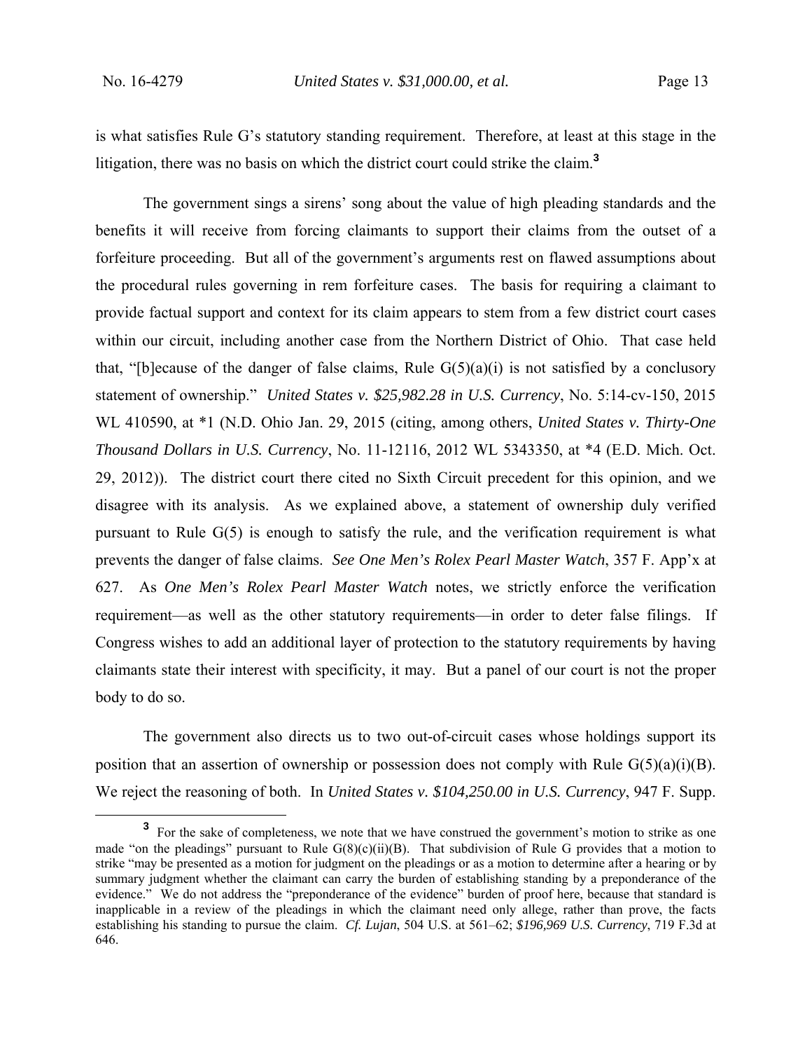is what satisfies Rule G's statutory standing requirement. Therefore, at least at this stage in the litigation, there was no basis on which the district court could strike the claim.[3]

The government sings a sirens' song about the value of high pleading standards and the benefits it will receive from forcing claimants to support their claims from the outset of a forfeiture proceeding. But all of the government's arguments rest on flawed assumptions about the procedural rules governing in rem forfeiture cases. The basis for requiring a claimant to provide factual support and context for its claim appears to stem from a few district court cases within our circuit, including another case from the Northern District of Ohio. That case held that, "[b]ecause of the danger of false claims, Rule G(5)(a)(i) is not satisfied by a conclusory statement of ownership." *United States v. $25,982.28 in U.S. Currency*, No. 5:14-cv-150, 2015 WL 410590, at *1 (N.D. Ohio Jan. 29, 2015 (citing, among others, *United States v. Thirty-One Thousand Dollars in U.S. Currency*, No. 11-12116, 2012 WL 5343350, at *4 (E.D. Mich. Oct. 29, 2012)). The district court there cited no Sixth Circuit precedent for this opinion, and we disagree with its analysis. As we explained above, a statement of ownership duly verified pursuant to Rule G(5) is enough to satisfy the rule, and the verification requirement is what prevents the danger of false claims. *See One Men's Rolex Pearl Master Watch*, 357 F. App'x at 627. As *One Men's Rolex Pearl Master Watch* notes, we strictly enforce the verification requirement—as well as the other statutory requirements—in order to deter false filings. If Congress wishes to add an additional layer of protection to the statutory requirements by having claimants state their interest with specificity, it may. But a panel of our court is not the proper body to do so.

The government also directs us to two out-of-circuit cases whose holdings support its position that an assertion of ownership or possession does not comply with Rule G(5)(a)(i)(B). We reject the reasoning of both. In *United States v. $104,250.00 in U.S. Currency*, 947 F. Supp.

[3] For the sake of completeness, we note that we have construed the government's motion to strike as one made "on the pleadings" pursuant to Rule G(8)(c)(ii)(B). That subdivision of Rule G provides that a motion to strike "may be presented as a motion for judgment on the pleadings or as a motion to determine after a hearing or by summary judgment whether the claimant can carry the burden of establishing standing by a preponderance of the evidence." We do not address the "preponderance of the evidence" burden of proof here, because that standard is inapplicable in a review of the pleadings in which the claimant need only allege, rather than prove, the facts establishing his standing to pursue the claim. *Cf. Lujan*, 504 U.S. at 561–62; *$196,969 U.S. Currency*, 719 F.3d at 646.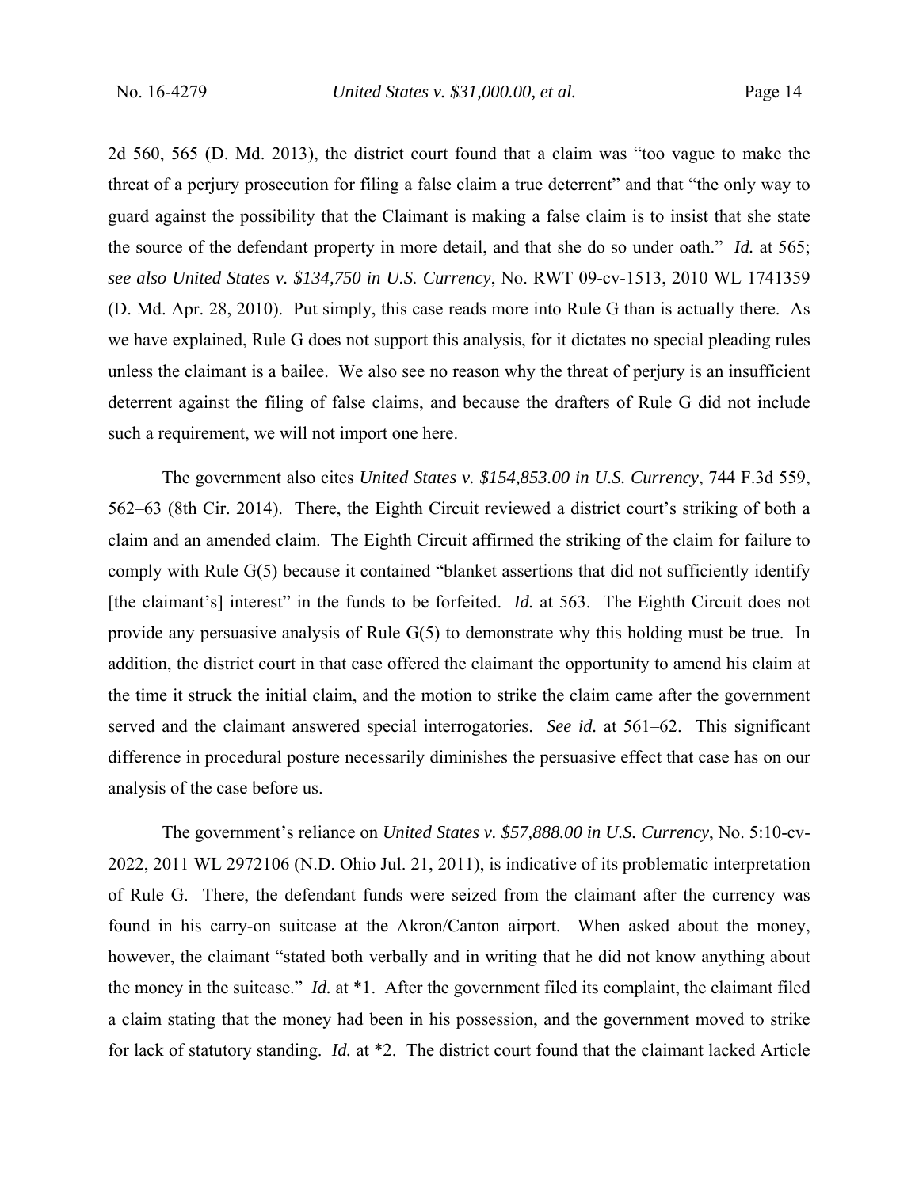2d 560, 565 (D. Md. 2013), the district court found that a claim was "too vague to make the threat of a perjury prosecution for filing a false claim a true deterrent" and that "the only way to guard against the possibility that the Claimant is making a false claim is to insist that she state the source of the defendant property in more detail, and that she do so under oath." *Id.* at 565; *see also United States v. $134,750 in U.S. Currency*, No. RWT 09-cv-1513, 2010 WL 1741359 (D. Md. Apr. 28, 2010). Put simply, this case reads more into Rule G than is actually there. As we have explained, Rule G does not support this analysis, for it dictates no special pleading rules unless the claimant is a bailee. We also see no reason why the threat of perjury is an insufficient deterrent against the filing of false claims, and because the drafters of Rule G did not include such a requirement, we will not import one here.

The government also cites *United States v. $154,853.00 in U.S. Currency*, 744 F.3d 559, 562–63 (8th Cir. 2014). There, the Eighth Circuit reviewed a district court's striking of both a claim and an amended claim. The Eighth Circuit affirmed the striking of the claim for failure to comply with Rule G(5) because it contained "blanket assertions that did not sufficiently identify [the claimant's] interest" in the funds to be forfeited. *Id.* at 563. The Eighth Circuit does not provide any persuasive analysis of Rule G(5) to demonstrate why this holding must be true. In addition, the district court in that case offered the claimant the opportunity to amend his claim at the time it struck the initial claim, and the motion to strike the claim came after the government served and the claimant answered special interrogatories. *See id.* at 561–62. This significant difference in procedural posture necessarily diminishes the persuasive effect that case has on our analysis of the case before us.

The government's reliance on *United States v. $57,888.00 in U.S. Currency*, No. 5:10-cv-2022, 2011 WL 2972106 (N.D. Ohio Jul. 21, 2011), is indicative of its problematic interpretation of Rule G. There, the defendant funds were seized from the claimant after the currency was found in his carry-on suitcase at the Akron/Canton airport. When asked about the money, however, the claimant "stated both verbally and in writing that he did not know anything about the money in the suitcase." *Id.* at \*1. After the government filed its complaint, the claimant filed a claim stating that the money had been in his possession, and the government moved to strike for lack of statutory standing. *Id.* at \*2. The district court found that the claimant lacked Article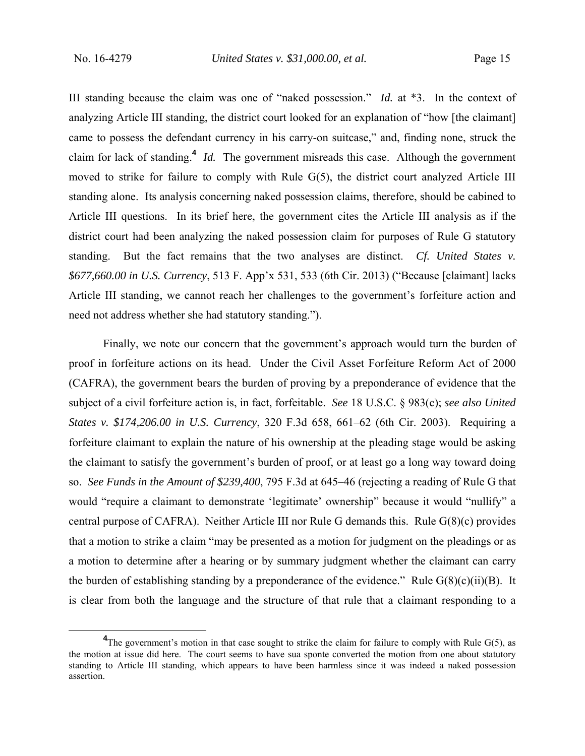III standing because the claim was one of "naked possession." *Id.* at *3. In the context of analyzing Article III standing, the district court looked for an explanation of "how [the claimant] came to possess the defendant currency in his carry-on suitcase," and, finding none, struck the claim for lack of standing.[4] *Id.* The government misreads this case. Although the government moved to strike for failure to comply with Rule G(5), the district court analyzed Article III standing alone. Its analysis concerning naked possession claims, therefore, should be cabined to Article III questions. In its brief here, the government cites the Article III analysis as if the district court had been analyzing the naked possession claim for purposes of Rule G statutory standing. But the fact remains that the two analyses are distinct. *Cf. United States v. $677,660.00 in U.S. Currency*, 513 F. App'x 531, 533 (6th Cir. 2013) ("Because [claimant] lacks Article III standing, we cannot reach her challenges to the government's forfeiture action and need not address whether she had statutory standing.").

Finally, we note our concern that the government's approach would turn the burden of proof in forfeiture actions on its head. Under the Civil Asset Forfeiture Reform Act of 2000 (CAFRA), the government bears the burden of proving by a preponderance of evidence that the subject of a civil forfeiture action is, in fact, forfeitable. *See* 18 U.S.C. § 983(c); *see also United States v. $174,206.00 in U.S. Currency*, 320 F.3d 658, 661–62 (6th Cir. 2003). Requiring a forfeiture claimant to explain the nature of his ownership at the pleading stage would be asking the claimant to satisfy the government's burden of proof, or at least go a long way toward doing so. *See Funds in the Amount of $239,400*, 795 F.3d at 645–46 (rejecting a reading of Rule G that would "require a claimant to demonstrate 'legitimate' ownership" because it would "nullify" a central purpose of CAFRA). Neither Article III nor Rule G demands this. Rule G(8)(c) provides that a motion to strike a claim "may be presented as a motion for judgment on the pleadings or as a motion to determine after a hearing or by summary judgment whether the claimant can carry the burden of establishing standing by a preponderance of the evidence." Rule G(8)(c)(ii)(B). It is clear from both the language and the structure of that rule that a claimant responding to a

[4] The government's motion in that case sought to strike the claim for failure to comply with Rule G(5), as the motion at issue did here. The court seems to have sua sponte converted the motion from one about statutory standing to Article III standing, which appears to have been harmless since it was indeed a naked possession assertion.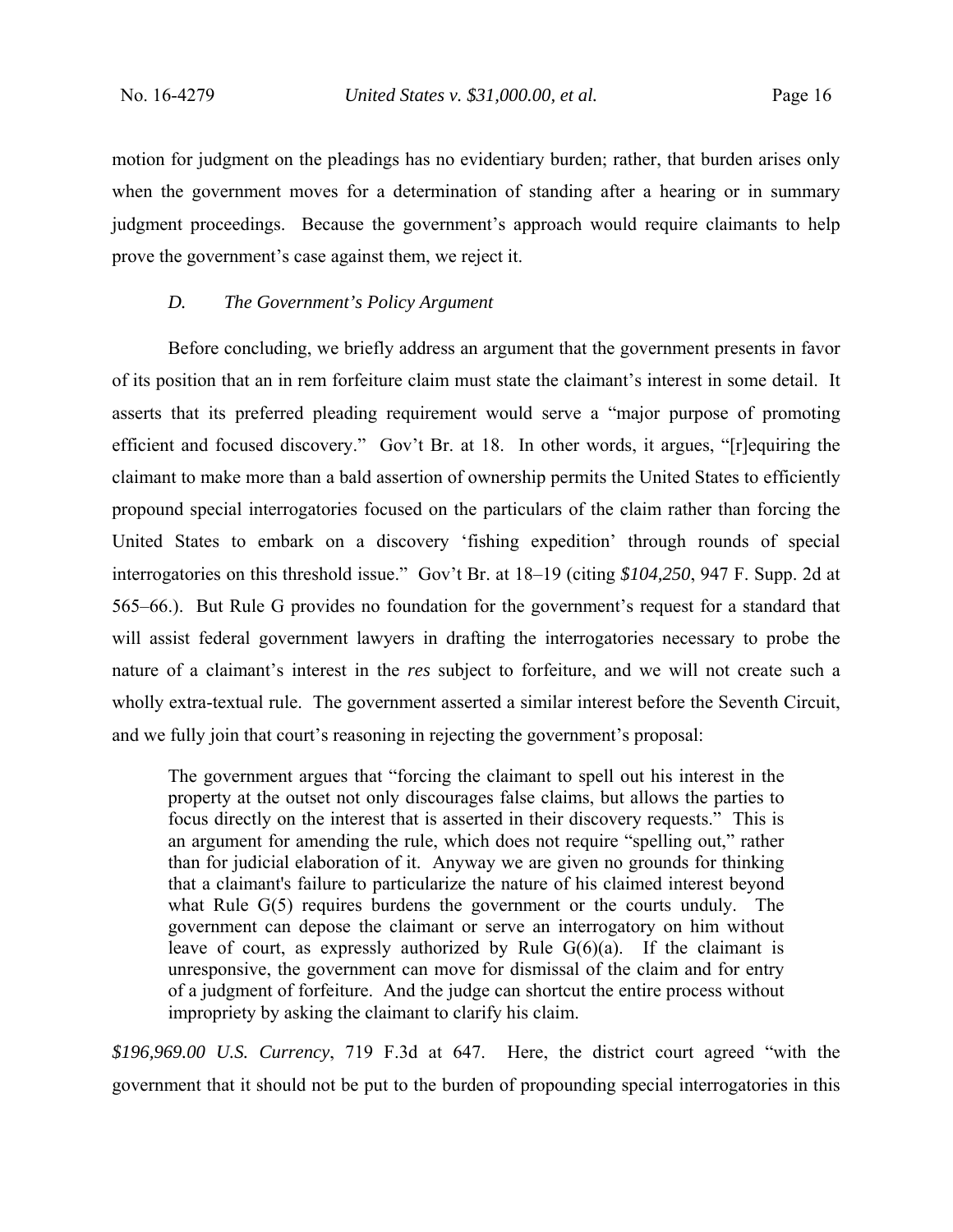motion for judgment on the pleadings has no evidentiary burden; rather, that burden arises only when the government moves for a determination of standing after a hearing or in summary judgment proceedings. Because the government's approach would require claimants to help prove the government's case against them, we reject it.

### *D. The Government's Policy Argument*

Before concluding, we briefly address an argument that the government presents in favor of its position that an in rem forfeiture claim must state the claimant's interest in some detail. It asserts that its preferred pleading requirement would serve a "major purpose of promoting efficient and focused discovery." Gov't Br. at 18. In other words, it argues, "[r]equiring the claimant to make more than a bald assertion of ownership permits the United States to efficiently propound special interrogatories focused on the particulars of the claim rather than forcing the United States to embark on a discovery 'fishing expedition' through rounds of special interrogatories on this threshold issue." Gov't Br. at 18–19 (citing *$104,250*, 947 F. Supp. 2d at 565–66.). But Rule G provides no foundation for the government's request for a standard that will assist federal government lawyers in drafting the interrogatories necessary to probe the nature of a claimant's interest in the *res* subject to forfeiture, and we will not create such a wholly extra-textual rule. The government asserted a similar interest before the Seventh Circuit, and we fully join that court's reasoning in rejecting the government's proposal:

> The government argues that "forcing the claimant to spell out his interest in the property at the outset not only discourages false claims, but allows the parties to focus directly on the interest that is asserted in their discovery requests." This is an argument for amending the rule, which does not require "spelling out," rather than for judicial elaboration of it. Anyway we are given no grounds for thinking that a claimant's failure to particularize the nature of his claimed interest beyond what Rule G(5) requires burdens the government or the courts unduly. The government can depose the claimant or serve an interrogatory on him without leave of court, as expressly authorized by Rule G(6)(a). If the claimant is unresponsive, the government can move for dismissal of the claim and for entry of a judgment of forfeiture. And the judge can shortcut the entire process without impropriety by asking the claimant to clarify his claim.

*$196,969.00 U.S. Currency*, 719 F.3d at 647. Here, the district court agreed "with the government that it should not be put to the burden of propounding special interrogatories in this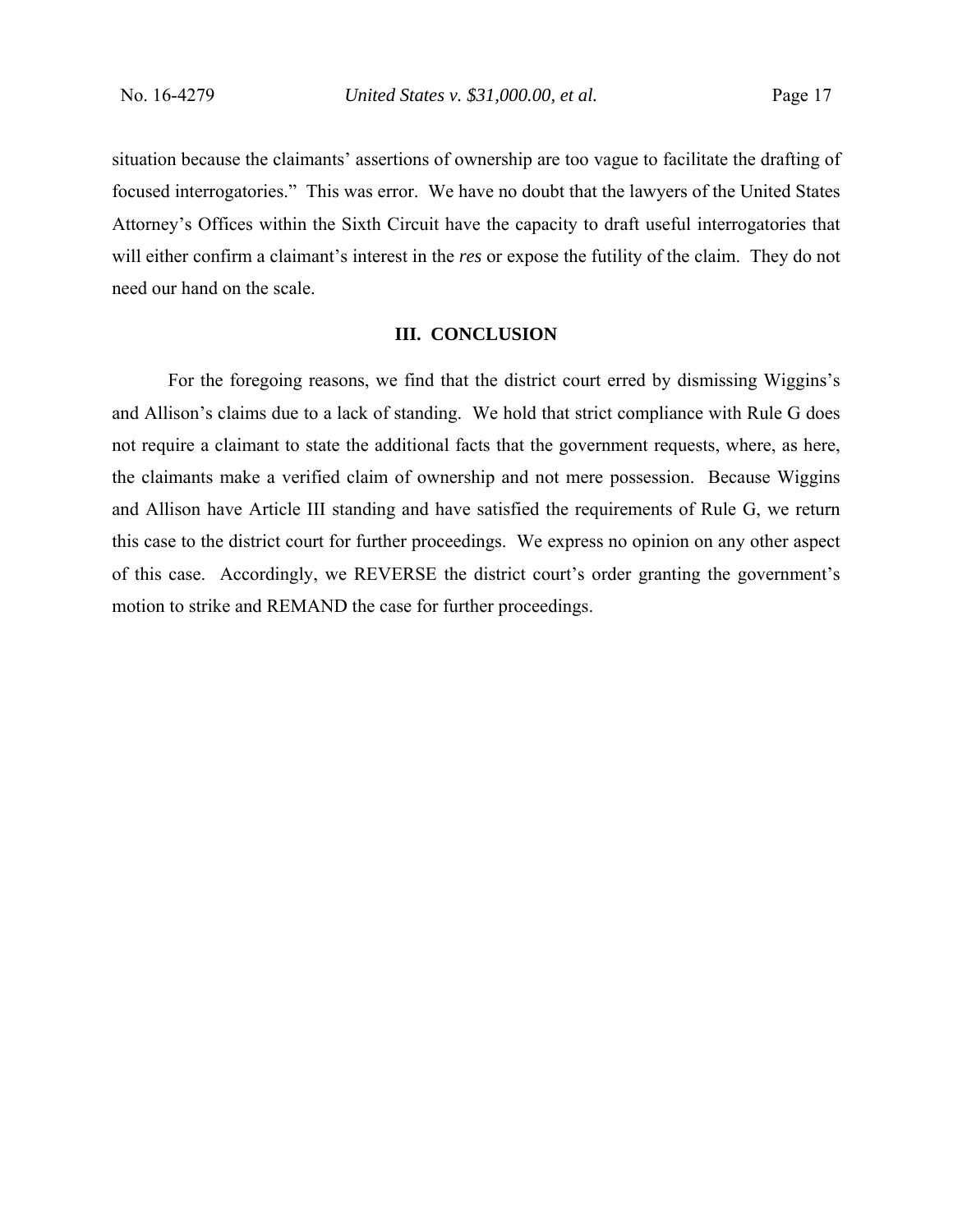situation because the claimants' assertions of ownership are too vague to facilitate the drafting of focused interrogatories." This was error. We have no doubt that the lawyers of the United States Attorney's Offices within the Sixth Circuit have the capacity to draft useful interrogatories that will either confirm a claimant's interest in the *res* or expose the futility of the claim. They do not need our hand on the scale.

## III. CONCLUSION

For the foregoing reasons, we find that the district court erred by dismissing Wiggins's and Allison's claims due to a lack of standing. We hold that strict compliance with Rule G does not require a claimant to state the additional facts that the government requests, where, as here, the claimants make a verified claim of ownership and not mere possession. Because Wiggins and Allison have Article III standing and have satisfied the requirements of Rule G, we return this case to the district court for further proceedings. We express no opinion on any other aspect of this case. Accordingly, we REVERSE the district court's order granting the government's motion to strike and REMAND the case for further proceedings.